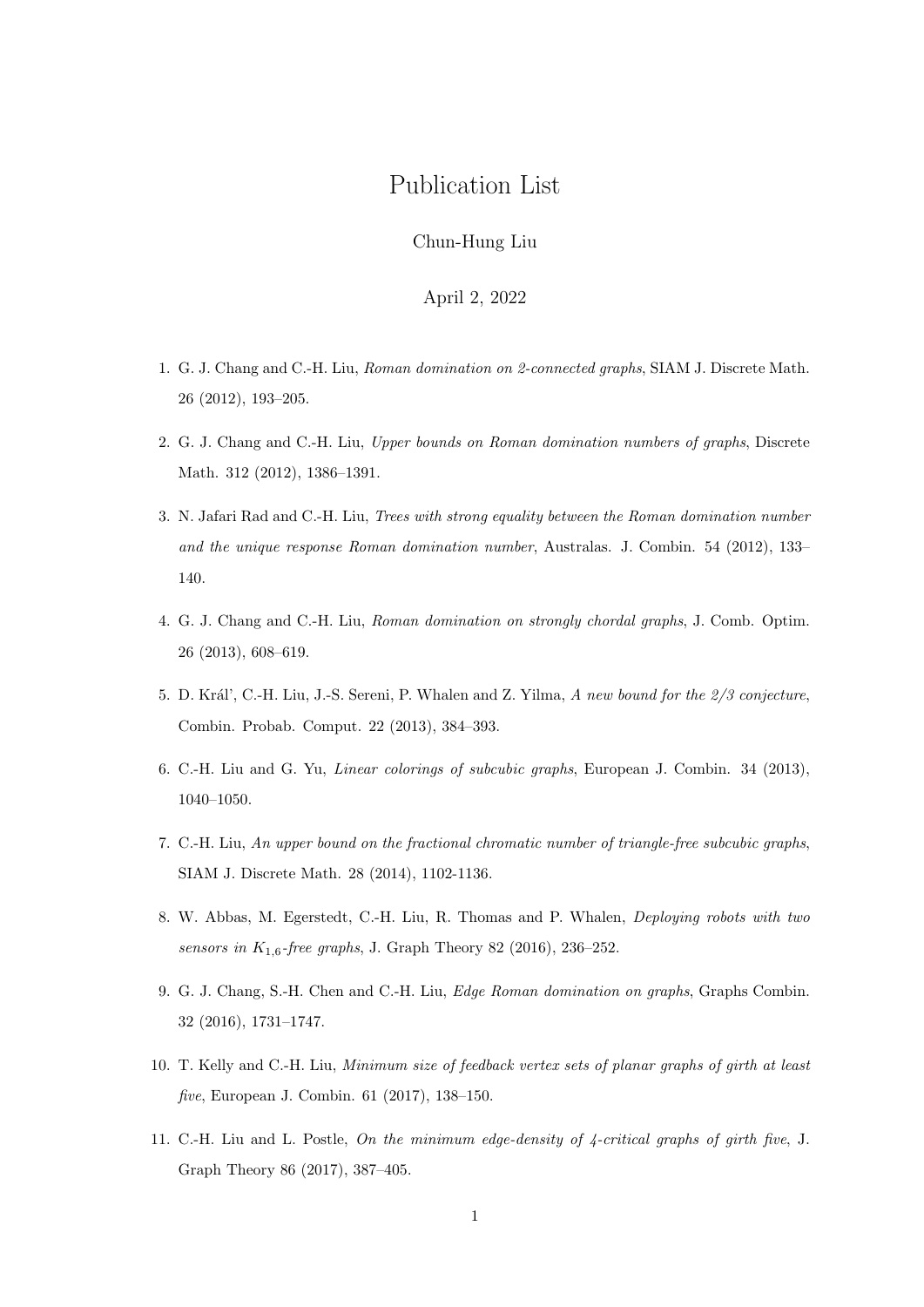# Publication List

Chun-Hung Liu

April 2, 2022

1. G. J. Chang and C.-H. Liu, *Roman domination on 2-connected graphs*, SIAM J. Discrete Math. 26 (2012), 193–205.

2. G. J. Chang and C.-H. Liu, *Upper bounds on Roman domination numbers of graphs*, Discrete Math. 312 (2012), 1386–1391.

3. N. Jafari Rad and C.-H. Liu, *Trees with strong equality between the Roman domination number and the unique response Roman domination number*, Australas. J. Combin. 54 (2012), 133–140.

4. G. J. Chang and C.-H. Liu, *Roman domination on strongly chordal graphs*, J. Comb. Optim. 26 (2013), 608–619.

5. D. Král', C.-H. Liu, J.-S. Sereni, P. Whalen and Z. Yilma, *A new bound for the 2/3 conjecture*, Combin. Probab. Comput. 22 (2013), 384–393.

6. C.-H. Liu and G. Yu, *Linear colorings of subcubic graphs*, European J. Combin. 34 (2013), 1040–1050.

7. C.-H. Liu, *An upper bound on the fractional chromatic number of triangle-free subcubic graphs*, SIAM J. Discrete Math. 28 (2014), 1102-1136.

8. W. Abbas, M. Egerstedt, C.-H. Liu, R. Thomas and P. Whalen, *Deploying robots with two sensors in $K_{1,6}$-free graphs*, J. Graph Theory 82 (2016), 236–252.

9. G. J. Chang, S.-H. Chen and C.-H. Liu, *Edge Roman domination on graphs*, Graphs Combin. 32 (2016), 1731–1747.

10. T. Kelly and C.-H. Liu, *Minimum size of feedback vertex sets of planar graphs of girth at least five*, European J. Combin. 61 (2017), 138–150.

11. C.-H. Liu and L. Postle, *On the minimum edge-density of 4-critical graphs of girth five*, J. Graph Theory 86 (2017), 387–405.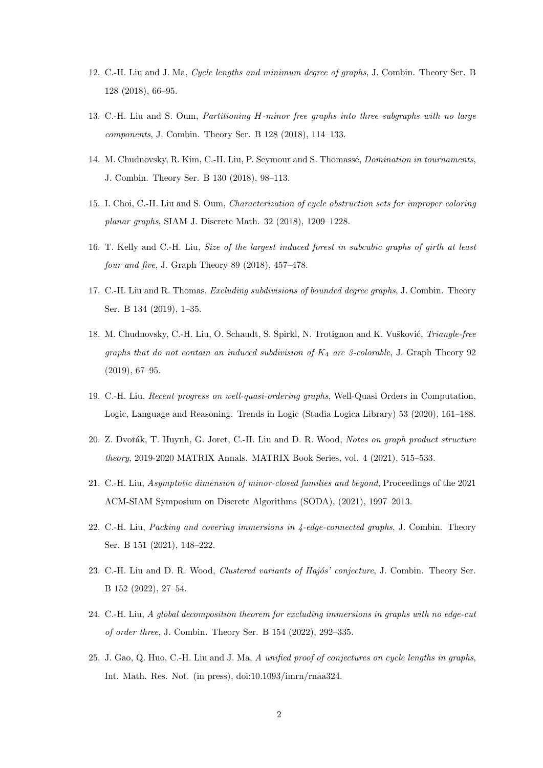12. C.-H. Liu and J. Ma, *Cycle lengths and minimum degree of graphs*, J. Combin. Theory Ser. B 128 (2018), 66–95.

13. C.-H. Liu and S. Oum, *Partitioning $H$-minor free graphs into three subgraphs with no large components*, J. Combin. Theory Ser. B 128 (2018), 114–133.

14. M. Chudnovsky, R. Kim, C.-H. Liu, P. Seymour and S. Thomassé, *Domination in tournaments*, J. Combin. Theory Ser. B 130 (2018), 98–113.

15. I. Choi, C.-H. Liu and S. Oum, *Characterization of cycle obstruction sets for improper coloring planar graphs*, SIAM J. Discrete Math. 32 (2018), 1209–1228.

16. T. Kelly and C.-H. Liu, *Size of the largest induced forest in subcubic graphs of girth at least four and five*, J. Graph Theory 89 (2018), 457–478.

17. C.-H. Liu and R. Thomas, *Excluding subdivisions of bounded degree graphs*, J. Combin. Theory Ser. B 134 (2019), 1–35.

18. M. Chudnovsky, C.-H. Liu, O. Schaudt, S. Spirkl, N. Trotignon and K. Vušković, *Triangle-free graphs that do not contain an induced subdivision of $K_4$ are 3-colorable*, J. Graph Theory 92 (2019), 67–95.

19. C.-H. Liu, *Recent progress on well-quasi-ordering graphs*, Well-Quasi Orders in Computation, Logic, Language and Reasoning. Trends in Logic (Studia Logica Library) 53 (2020), 161–188.

20. Z. Dvořák, T. Huynh, G. Joret, C.-H. Liu and D. R. Wood, *Notes on graph product structure theory*, 2019-2020 MATRIX Annals. MATRIX Book Series, vol. 4 (2021), 515–533.

21. C.-H. Liu, *Asymptotic dimension of minor-closed families and beyond*, Proceedings of the 2021 ACM-SIAM Symposium on Discrete Algorithms (SODA), (2021), 1997–2013.

22. C.-H. Liu, *Packing and covering immersions in 4-edge-connected graphs*, J. Combin. Theory Ser. B 151 (2021), 148–222.

23. C.-H. Liu and D. R. Wood, *Clustered variants of Hajós' conjecture*, J. Combin. Theory Ser. B 152 (2022), 27–54.

24. C.-H. Liu, *A global decomposition theorem for excluding immersions in graphs with no edge-cut of order three*, J. Combin. Theory Ser. B 154 (2022), 292–335.

25. J. Gao, Q. Huo, C.-H. Liu and J. Ma, *A unified proof of conjectures on cycle lengths in graphs*, Int. Math. Res. Not. (in press), doi:10.1093/imrn/rnaa324.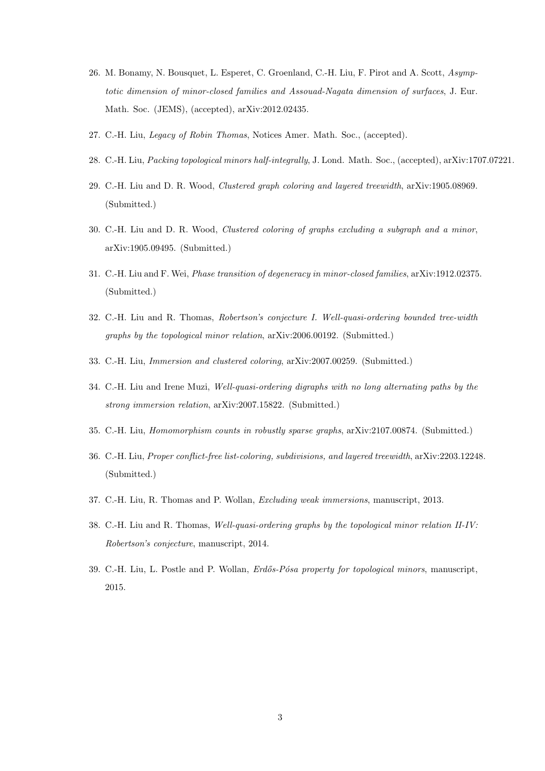26. M. Bonamy, N. Bousquet, L. Esperet, C. Groenland, C.-H. Liu, F. Pirot and A. Scott, *Asymptotic dimension of minor-closed families and Assouad-Nagata dimension of surfaces*, J. Eur. Math. Soc. (JEMS), (accepted), arXiv:2012.02435.

27. C.-H. Liu, *Legacy of Robin Thomas*, Notices Amer. Math. Soc., (accepted).

28. C.-H. Liu, *Packing topological minors half-integrally*, J. Lond. Math. Soc., (accepted), arXiv:1707.07221.

29. C.-H. Liu and D. R. Wood, *Clustered graph coloring and layered treewidth*, arXiv:1905.08969. (Submitted.)

30. C.-H. Liu and D. R. Wood, *Clustered coloring of graphs excluding a subgraph and a minor*, arXiv:1905.09495. (Submitted.)

31. C.-H. Liu and F. Wei, *Phase transition of degeneracy in minor-closed families*, arXiv:1912.02375. (Submitted.)

32. C.-H. Liu and R. Thomas, *Robertson's conjecture I. Well-quasi-ordering bounded tree-width graphs by the topological minor relation*, arXiv:2006.00192. (Submitted.)

33. C.-H. Liu, *Immersion and clustered coloring*, arXiv:2007.00259. (Submitted.)

34. C.-H. Liu and Irene Muzi, *Well-quasi-ordering digraphs with no long alternating paths by the strong immersion relation*, arXiv:2007.15822. (Submitted.)

35. C.-H. Liu, *Homomorphism counts in robustly sparse graphs*, arXiv:2107.00874. (Submitted.)

36. C.-H. Liu, *Proper conflict-free list-coloring, subdivisions, and layered treewidth*, arXiv:2203.12248. (Submitted.)

37. C.-H. Liu, R. Thomas and P. Wollan, *Excluding weak immersions*, manuscript, 2013.

38. C.-H. Liu and R. Thomas, *Well-quasi-ordering graphs by the topological minor relation II-IV: Robertson's conjecture*, manuscript, 2014.

39. C.-H. Liu, L. Postle and P. Wollan, *Erdős-Pósa property for topological minors*, manuscript, 2015.